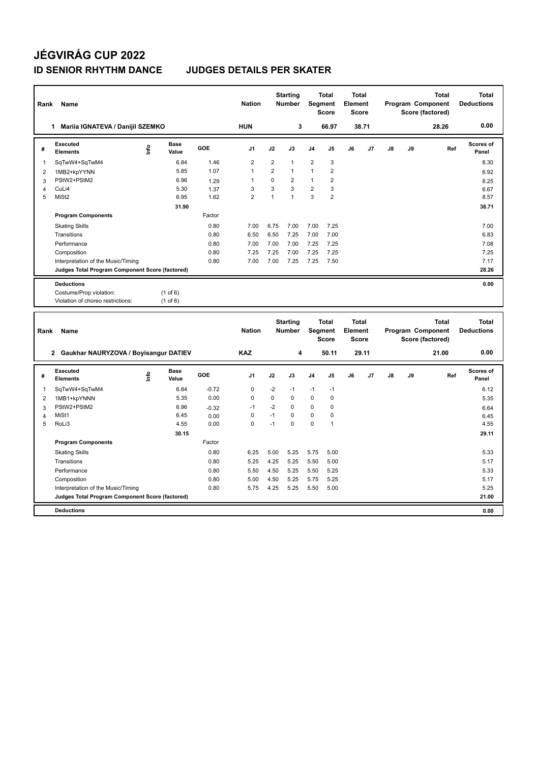# JÉGVIRÁG CUP 2022

## ID SENIOR RHYTHM DANCE JUDGES DETAILS PER SKATER

| Rank | Name | Nation | Starting Number | Total Segment Score | Total Element Score | Total Program Component Score (factored) | Total Deductions |
|---|---|---|---|---|---|---|---|
| 1 | Mariia IGNATEVA / Danijil SZEMKO | HUN | 3 | 66.97 | 38.71 | 28.26 | 0.00 |

| # | Executed Elements | Info | Base Value | GOE | J1 | J2 | J3 | J4 | J5 | J6 | J7 | J8 | J9 | Ref | Scores of Panel |
|---|---|---|---|---|---|---|---|---|---|---|---|---|---|---|---|
| 1 | SqTwW4+SqTwM4 | | 6.84 | 1.46 | 2 | 2 | 1 | 2 | 3 | | | | | | 8.30 |
| 2 | 1MB2+kpYYNN | | 5.85 | 1.07 | 1 | 2 | 1 | 1 | 2 | | | | | | 6.92 |
| 3 | PStW2+PStM2 | | 6.96 | 1.29 | 1 | 0 | 2 | 1 | 2 | | | | | | 8.25 |
| 4 | CuLi4 | | 5.30 | 1.37 | 3 | 3 | 3 | 2 | 3 | | | | | | 6.67 |
| 5 | MiSt2 | | 6.95 | 1.62 | 2 | 1 | 1 | 3 | 2 | | | | | | 8.57 |
| | | | 31.90 | | | | | | | | | | | | 38.71 |
| | **Program Components** | | | Factor | | | | | | | | | | | |
| | Skating Skills | | | 0.80 | 7.00 | 6.75 | 7.00 | 7.00 | 7.25 | | | | | | 7.00 |
| | Transitions | | | 0.80 | 6.50 | 6.50 | 7.25 | 7.00 | 7.00 | | | | | | 6.83 |
| | Performance | | | 0.80 | 7.00 | 7.00 | 7.00 | 7.25 | 7.25 | | | | | | 7.08 |
| | Composition | | | 0.80 | 7.25 | 7.25 | 7.00 | 7.25 | 7.25 | | | | | | 7.25 |
| | Interpretation of the Music/Timing | | | 0.80 | 7.00 | 7.00 | 7.25 | 7.25 | 7.50 | | | | | | 7.17 |
| | **Judges Total Program Component Score (factored)** | | | | | | | | | | | | | | 28.26 |
| | **Deductions** | | | | | | | | | | | | | | 0.00 |
| | Costume/Prop violation: | | (1 of 6) | | | | | | | | | | | | |
| | Violation of choreo restrictions: | | (1 of 6) | | | | | | | | | | | | |

| Rank | Name | Nation | Starting Number | Total Segment Score | Total Element Score | Total Program Component Score (factored) | Total Deductions |
|---|---|---|---|---|---|---|---|
| 2 | Gaukhar NAURYZOVA / Boyisangur DATIEV | KAZ | 4 | 50.11 | 29.11 | 21.00 | 0.00 |

| # | Executed Elements | Info | Base Value | GOE | J1 | J2 | J3 | J4 | J5 | J6 | J7 | J8 | J9 | Ref | Scores of Panel |
|---|---|---|---|---|---|---|---|---|---|---|---|---|---|---|---|
| 1 | SqTwW4+SqTwM4 | | 6.84 | -0.72 | 0 | -2 | -1 | -1 | -1 | | | | | | 6.12 |
| 2 | 1MB1+kpYNNN | | 5.35 | 0.00 | 0 | 0 | 0 | 0 | 0 | | | | | | 5.35 |
| 3 | PStW2+PStM2 | | 6.96 | -0.32 | -1 | -2 | 0 | 0 | 0 | | | | | | 6.64 |
| 4 | MiSt1 | | 6.45 | 0.00 | 0 | -1 | 0 | 0 | 0 | | | | | | 6.45 |
| 5 | RoLi3 | | 4.55 | 0.00 | 0 | -1 | 0 | 0 | 1 | | | | | | 4.55 |
| | | | 30.15 | | | | | | | | | | | | 29.11 |
| | **Program Components** | | | Factor | | | | | | | | | | | |
| | Skating Skills | | | 0.80 | 6.25 | 5.00 | 5.25 | 5.75 | 5.00 | | | | | | 5.33 |
| | Transitions | | | 0.80 | 5.25 | 4.25 | 5.25 | 5.50 | 5.00 | | | | | | 5.17 |
| | Performance | | | 0.80 | 5.50 | 4.50 | 5.25 | 5.50 | 5.25 | | | | | | 5.33 |
| | Composition | | | 0.80 | 5.00 | 4.50 | 5.25 | 5.75 | 5.25 | | | | | | 5.17 |
| | Interpretation of the Music/Timing | | | 0.80 | 5.75 | 4.25 | 5.25 | 5.50 | 5.00 | | | | | | 5.25 |
| | **Judges Total Program Component Score (factored)** | | | | | | | | | | | | | | 21.00 |
| | **Deductions** | | | | | | | | | | | | | | 0.00 |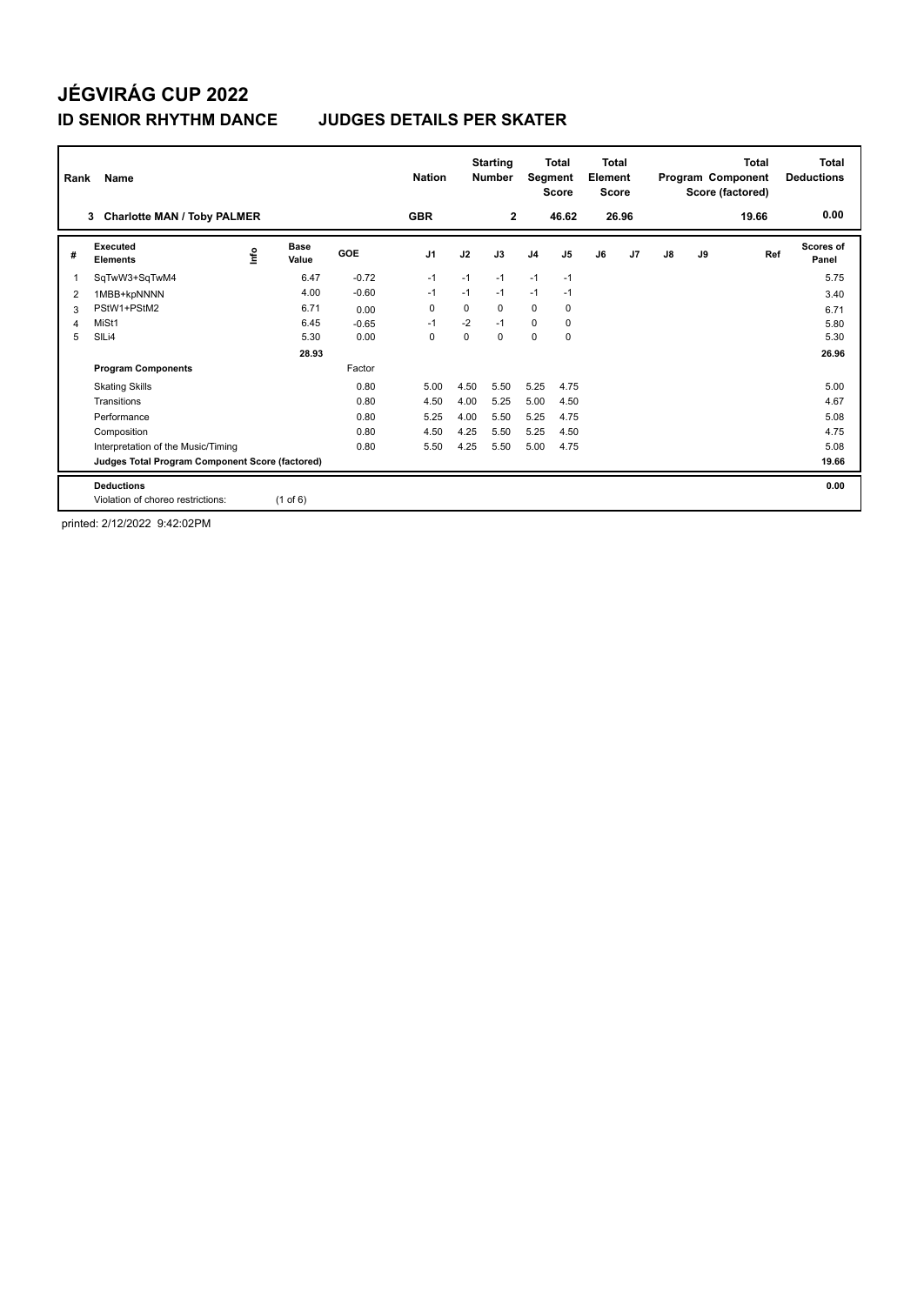# JÉGVIRÁG CUP 2022

## ID SENIOR RHYTHM DANCE    JUDGES DETAILS PER SKATER

| Rank | Name | Nation | Starting Number | Total Segment Score | Total Element Score | Total Program Component Score (factored) | Total Deductions |
|---|---|---|---|---|---|---|---|
| 3 | Charlotte MAN / Toby PALMER | GBR | 2 | 46.62 | 26.96 | 19.66 | 0.00 |

| # | Executed Elements | Info | Base Value | GOE | J1 | J2 | J3 | J4 | J5 | J6 | J7 | J8 | J9 | Ref | Scores of Panel |
|---|---|---|---|---|---|---|---|---|---|---|---|---|---|---|---|
| 1 | SqTwW3+SqTwM4 | | 6.47 | -0.72 | -1 | -1 | -1 | -1 | -1 | | | | | | 5.75 |
| 2 | 1MBB+kpNNNN | | 4.00 | -0.60 | -1 | -1 | -1 | -1 | -1 | | | | | | 3.40 |
| 3 | PStW1+PStM2 | | 6.71 | 0.00 | 0 | 0 | 0 | 0 | 0 | | | | | | 6.71 |
| 4 | MiSt1 | | 6.45 | -0.65 | -1 | -2 | -1 | 0 | 0 | | | | | | 5.80 |
| 5 | SlLi4 | | 5.30 | 0.00 | 0 | 0 | 0 | 0 | 0 | | | | | | 5.30 |
| | | | 28.93 | | | | | | | | | | | | 26.96 |
| | **Program Components** | | | Factor | | | | | | | | | | | |
| | Skating Skills | | | 0.80 | 5.00 | 4.50 | 5.50 | 5.25 | 4.75 | | | | | | 5.00 |
| | Transitions | | | 0.80 | 4.50 | 4.00 | 5.25 | 5.00 | 4.50 | | | | | | 4.67 |
| | Performance | | | 0.80 | 5.25 | 4.00 | 5.50 | 5.25 | 4.75 | | | | | | 5.08 |
| | Composition | | | 0.80 | 4.50 | 4.25 | 5.50 | 5.25 | 4.50 | | | | | | 4.75 |
| | Interpretation of the Music/Timing | | | 0.80 | 5.50 | 4.25 | 5.50 | 5.00 | 4.75 | | | | | | 5.08 |
| | **Judges Total Program Component Score (factored)** | | | | | | | | | | | | | | 19.66 |
| | **Deductions** | | | | | | | | | | | | | | 0.00 |
| | Violation of choreo restrictions: | | (1 of 6) | | | | | | | | | | | | |

printed: 2/12/2022 9:42:02PM